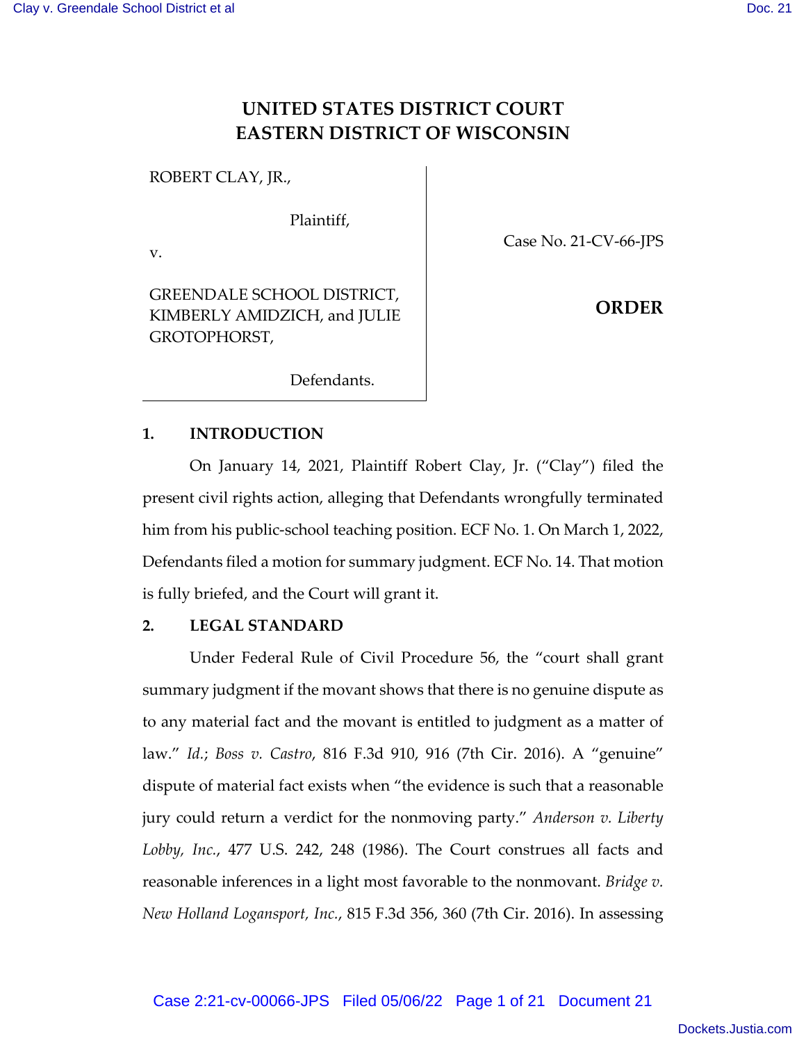# UNITED STATES DISTRICT COURT
# EASTERN DISTRICT OF WISCONSIN

ROBERT CLAY, JR.,

Plaintiff,

v.

GREENDALE SCHOOL DISTRICT, KIMBERLY AMIDZICH, and JULIE GROTOPHORST,

Defendants.

Case No. 21-CV-66-JPS

**ORDER**

## 1. INTRODUCTION

On January 14, 2021, Plaintiff Robert Clay, Jr. ("Clay") filed the present civil rights action, alleging that Defendants wrongfully terminated him from his public-school teaching position. ECF No. 1. On March 1, 2022, Defendants filed a motion for summary judgment. ECF No. 14. That motion is fully briefed, and the Court will grant it.

## 2. LEGAL STANDARD

Under Federal Rule of Civil Procedure 56, the "court shall grant summary judgment if the movant shows that there is no genuine dispute as to any material fact and the movant is entitled to judgment as a matter of law." *Id.*; *Boss v. Castro*, 816 F.3d 910, 916 (7th Cir. 2016). A "genuine" dispute of material fact exists when "the evidence is such that a reasonable jury could return a verdict for the nonmoving party." *Anderson v. Liberty Lobby, Inc.*, 477 U.S. 242, 248 (1986). The Court construes all facts and reasonable inferences in a light most favorable to the nonmovant. *Bridge v. New Holland Logansport, Inc.*, 815 F.3d 356, 360 (7th Cir. 2016). In assessing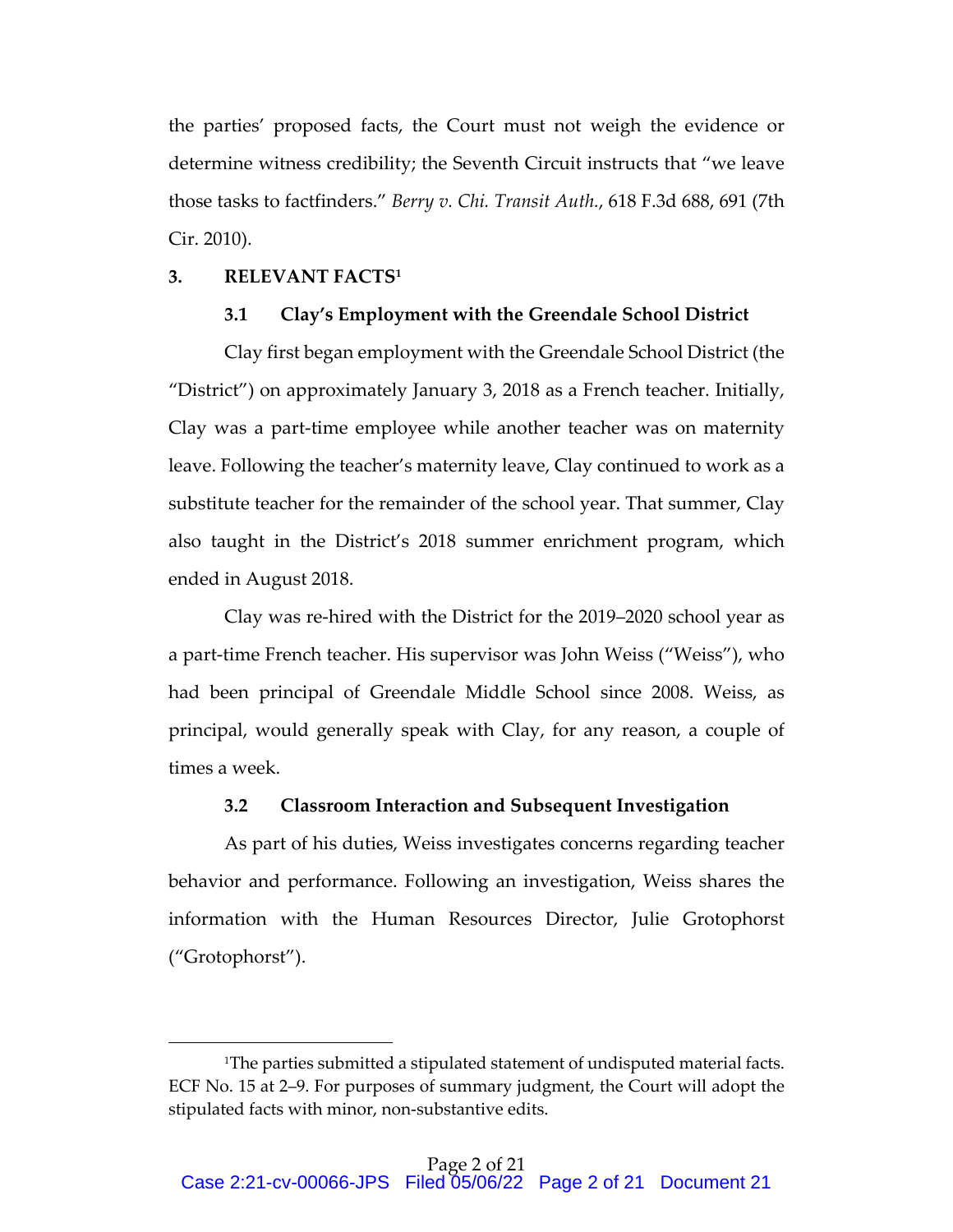the parties' proposed facts, the Court must not weigh the evidence or determine witness credibility; the Seventh Circuit instructs that "we leave those tasks to factfinders." *Berry v. Chi. Transit Auth.*, 618 F.3d 688, 691 (7th Cir. 2010).

## 3. RELEVANT FACTS[1]

### 3.1 Clay's Employment with the Greendale School District

Clay first began employment with the Greendale School District (the "District") on approximately January 3, 2018 as a French teacher. Initially, Clay was a part-time employee while another teacher was on maternity leave. Following the teacher's maternity leave, Clay continued to work as a substitute teacher for the remainder of the school year. That summer, Clay also taught in the District's 2018 summer enrichment program, which ended in August 2018.

Clay was re-hired with the District for the 2019–2020 school year as a part-time French teacher. His supervisor was John Weiss ("Weiss"), who had been principal of Greendale Middle School since 2008. Weiss, as principal, would generally speak with Clay, for any reason, a couple of times a week.

### 3.2 Classroom Interaction and Subsequent Investigation

As part of his duties, Weiss investigates concerns regarding teacher behavior and performance. Following an investigation, Weiss shares the information with the Human Resources Director, Julie Grotophorst ("Grotophorst").

---

[1] The parties submitted a stipulated statement of undisputed material facts. ECF No. 15 at 2–9. For purposes of summary judgment, the Court will adopt the stipulated facts with minor, non-substantive edits.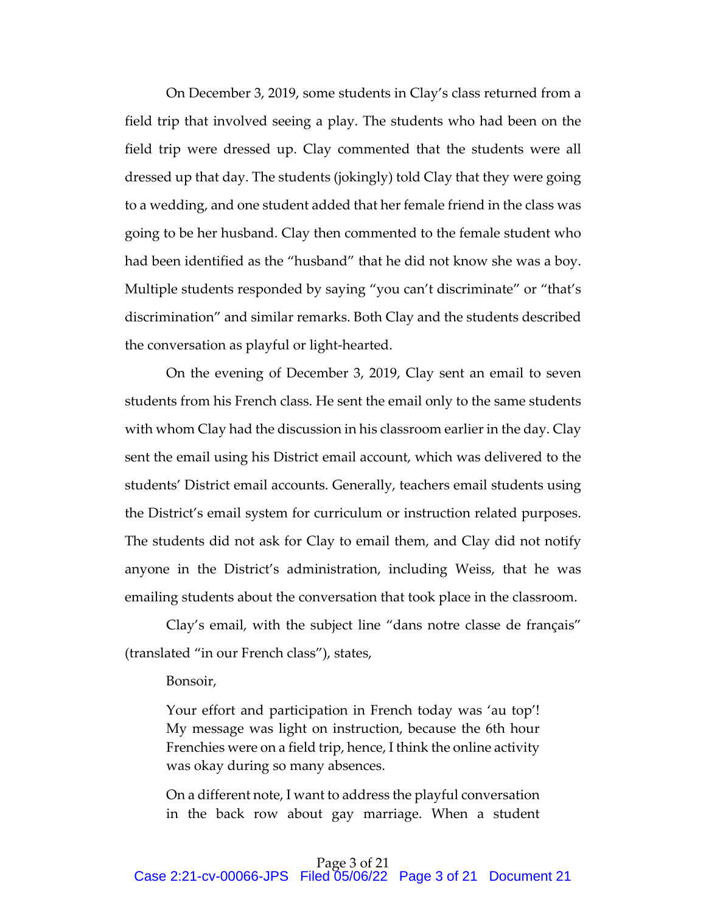On December 3, 2019, some students in Clay's class returned from a field trip that involved seeing a play. The students who had been on the field trip were dressed up. Clay commented that the students were all dressed up that day. The students (jokingly) told Clay that they were going to a wedding, and one student added that her female friend in the class was going to be her husband. Clay then commented to the female student who had been identified as the "husband" that he did not know she was a boy. Multiple students responded by saying "you can't discriminate" or "that's discrimination" and similar remarks. Both Clay and the students described the conversation as playful or light-hearted.

On the evening of December 3, 2019, Clay sent an email to seven students from his French class. He sent the email only to the same students with whom Clay had the discussion in his classroom earlier in the day. Clay sent the email using his District email account, which was delivered to the students' District email accounts. Generally, teachers email students using the District's email system for curriculum or instruction related purposes. The students did not ask for Clay to email them, and Clay did not notify anyone in the District's administration, including Weiss, that he was emailing students about the conversation that took place in the classroom.

Clay's email, with the subject line "dans notre classe de français" (translated "in our French class"), states,

> Bonsoir,
>
> Your effort and participation in French today was 'au top'! My message was light on instruction, because the 6th hour Frenchies were on a field trip, hence, I think the online activity was okay during so many absences.
>
> On a different note, I want to address the playful conversation in the back row about gay marriage. When a student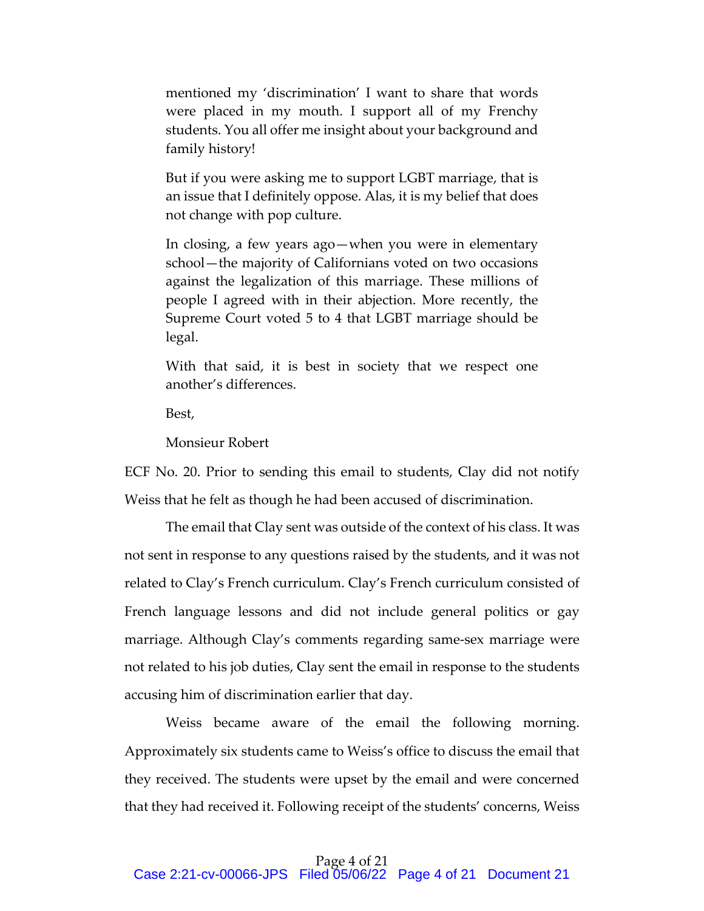> mentioned my 'discrimination' I want to share that words were placed in my mouth. I support all of my Frenchy students. You all offer me insight about your background and family history!
>
> But if you were asking me to support LGBT marriage, that is an issue that I definitely oppose. Alas, it is my belief that does not change with pop culture.
>
> In closing, a few years ago—when you were in elementary school—the majority of Californians voted on two occasions against the legalization of this marriage. These millions of people I agreed with in their abjection. More recently, the Supreme Court voted 5 to 4 that LGBT marriage should be legal.
>
> With that said, it is best in society that we respect one another's differences.
>
> Best,
>
> Monsieur Robert

ECF No. 20. Prior to sending this email to students, Clay did not notify Weiss that he felt as though he had been accused of discrimination.

The email that Clay sent was outside of the context of his class. It was not sent in response to any questions raised by the students, and it was not related to Clay's French curriculum. Clay's French curriculum consisted of French language lessons and did not include general politics or gay marriage. Although Clay's comments regarding same-sex marriage were not related to his job duties, Clay sent the email in response to the students accusing him of discrimination earlier that day.

Weiss became aware of the email the following morning. Approximately six students came to Weiss's office to discuss the email that they received. The students were upset by the email and were concerned that they had received it. Following receipt of the students' concerns, Weiss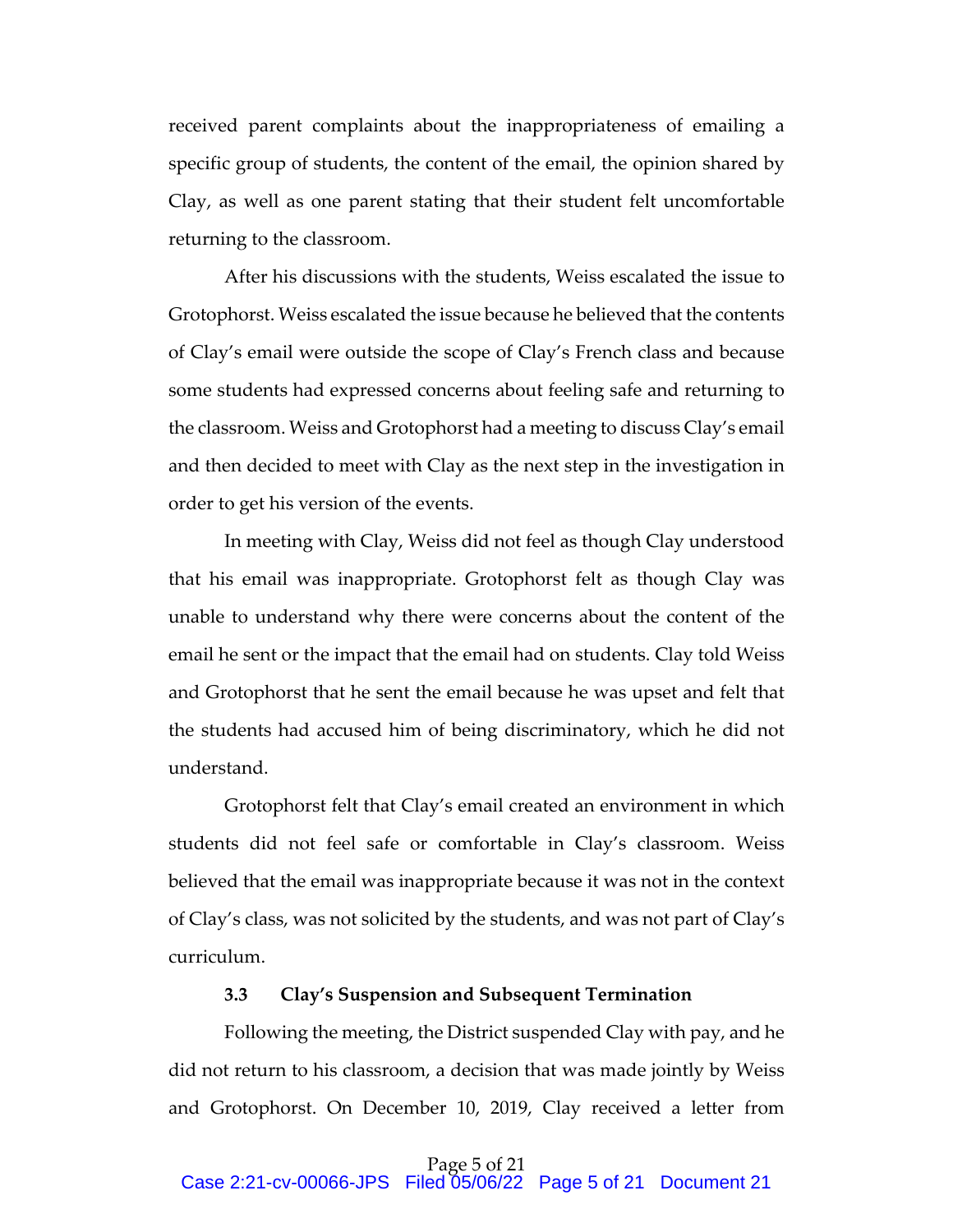received parent complaints about the inappropriateness of emailing a specific group of students, the content of the email, the opinion shared by Clay, as well as one parent stating that their student felt uncomfortable returning to the classroom.

After his discussions with the students, Weiss escalated the issue to Grotophorst. Weiss escalated the issue because he believed that the contents of Clay's email were outside the scope of Clay's French class and because some students had expressed concerns about feeling safe and returning to the classroom. Weiss and Grotophorst had a meeting to discuss Clay's email and then decided to meet with Clay as the next step in the investigation in order to get his version of the events.

In meeting with Clay, Weiss did not feel as though Clay understood that his email was inappropriate. Grotophorst felt as though Clay was unable to understand why there were concerns about the content of the email he sent or the impact that the email had on students. Clay told Weiss and Grotophorst that he sent the email because he was upset and felt that the students had accused him of being discriminatory, which he did not understand.

Grotophorst felt that Clay's email created an environment in which students did not feel safe or comfortable in Clay's classroom. Weiss believed that the email was inappropriate because it was not in the context of Clay's class, was not solicited by the students, and was not part of Clay's curriculum.

### 3.3 Clay's Suspension and Subsequent Termination

Following the meeting, the District suspended Clay with pay, and he did not return to his classroom, a decision that was made jointly by Weiss and Grotophorst. On December 10, 2019, Clay received a letter from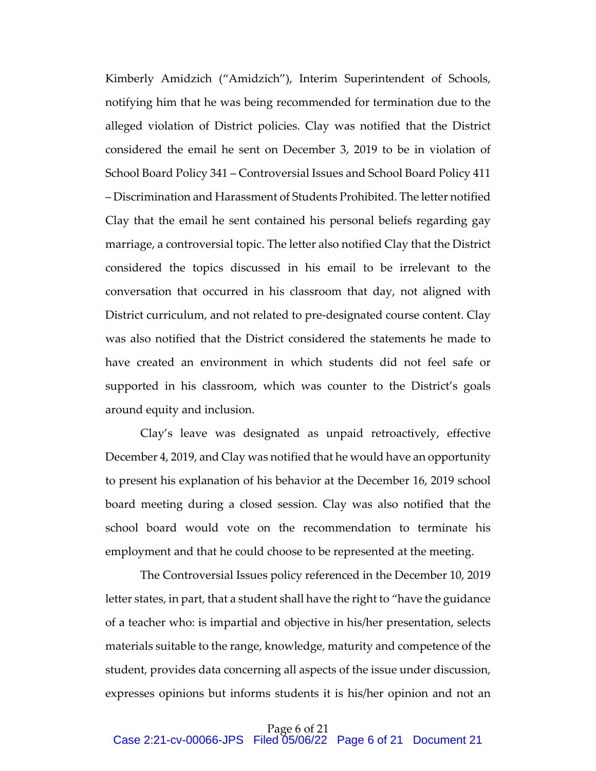Kimberly Amidzich ("Amidzich"), Interim Superintendent of Schools, notifying him that he was being recommended for termination due to the alleged violation of District policies. Clay was notified that the District considered the email he sent on December 3, 2019 to be in violation of School Board Policy 341 – Controversial Issues and School Board Policy 411 – Discrimination and Harassment of Students Prohibited. The letter notified Clay that the email he sent contained his personal beliefs regarding gay marriage, a controversial topic. The letter also notified Clay that the District considered the topics discussed in his email to be irrelevant to the conversation that occurred in his classroom that day, not aligned with District curriculum, and not related to pre-designated course content. Clay was also notified that the District considered the statements he made to have created an environment in which students did not feel safe or supported in his classroom, which was counter to the District's goals around equity and inclusion.

Clay's leave was designated as unpaid retroactively, effective December 4, 2019, and Clay was notified that he would have an opportunity to present his explanation of his behavior at the December 16, 2019 school board meeting during a closed session. Clay was also notified that the school board would vote on the recommendation to terminate his employment and that he could choose to be represented at the meeting.

The Controversial Issues policy referenced in the December 10, 2019 letter states, in part, that a student shall have the right to "have the guidance of a teacher who: is impartial and objective in his/her presentation, selects materials suitable to the range, knowledge, maturity and competence of the student, provides data concerning all aspects of the issue under discussion, expresses opinions but informs students it is his/her opinion and not an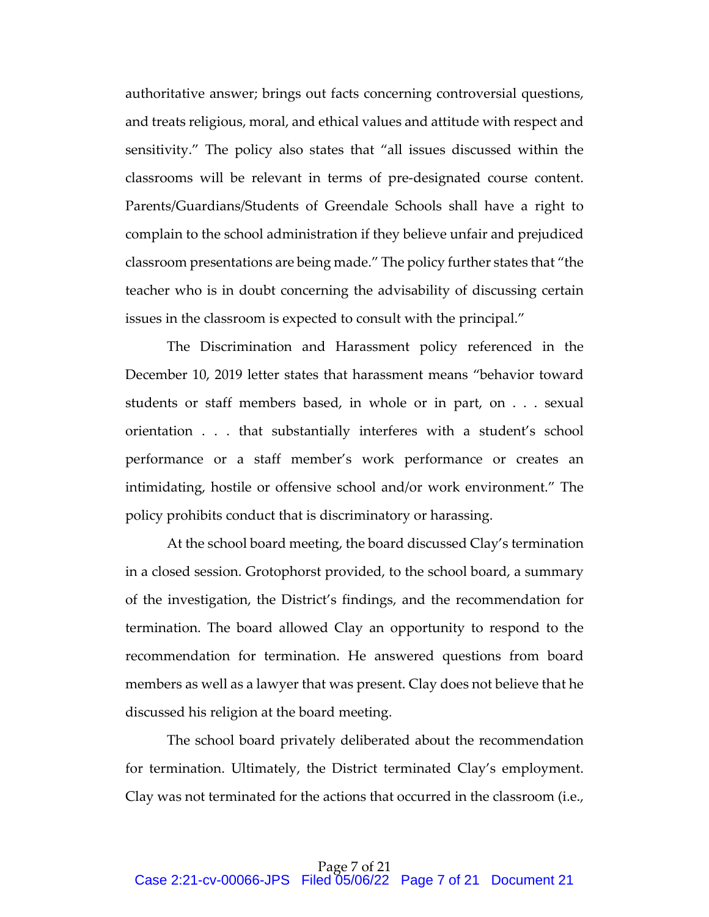authoritative answer; brings out facts concerning controversial questions, and treats religious, moral, and ethical values and attitude with respect and sensitivity." The policy also states that "all issues discussed within the classrooms will be relevant in terms of pre-designated course content. Parents/Guardians/Students of Greendale Schools shall have a right to complain to the school administration if they believe unfair and prejudiced classroom presentations are being made." The policy further states that "the teacher who is in doubt concerning the advisability of discussing certain issues in the classroom is expected to consult with the principal."

The Discrimination and Harassment policy referenced in the December 10, 2019 letter states that harassment means "behavior toward students or staff members based, in whole or in part, on . . . sexual orientation . . . that substantially interferes with a student's school performance or a staff member's work performance or creates an intimidating, hostile or offensive school and/or work environment." The policy prohibits conduct that is discriminatory or harassing.

At the school board meeting, the board discussed Clay's termination in a closed session. Grotophorst provided, to the school board, a summary of the investigation, the District's findings, and the recommendation for termination. The board allowed Clay an opportunity to respond to the recommendation for termination. He answered questions from board members as well as a lawyer that was present. Clay does not believe that he discussed his religion at the board meeting.

The school board privately deliberated about the recommendation for termination. Ultimately, the District terminated Clay's employment. Clay was not terminated for the actions that occurred in the classroom (i.e.,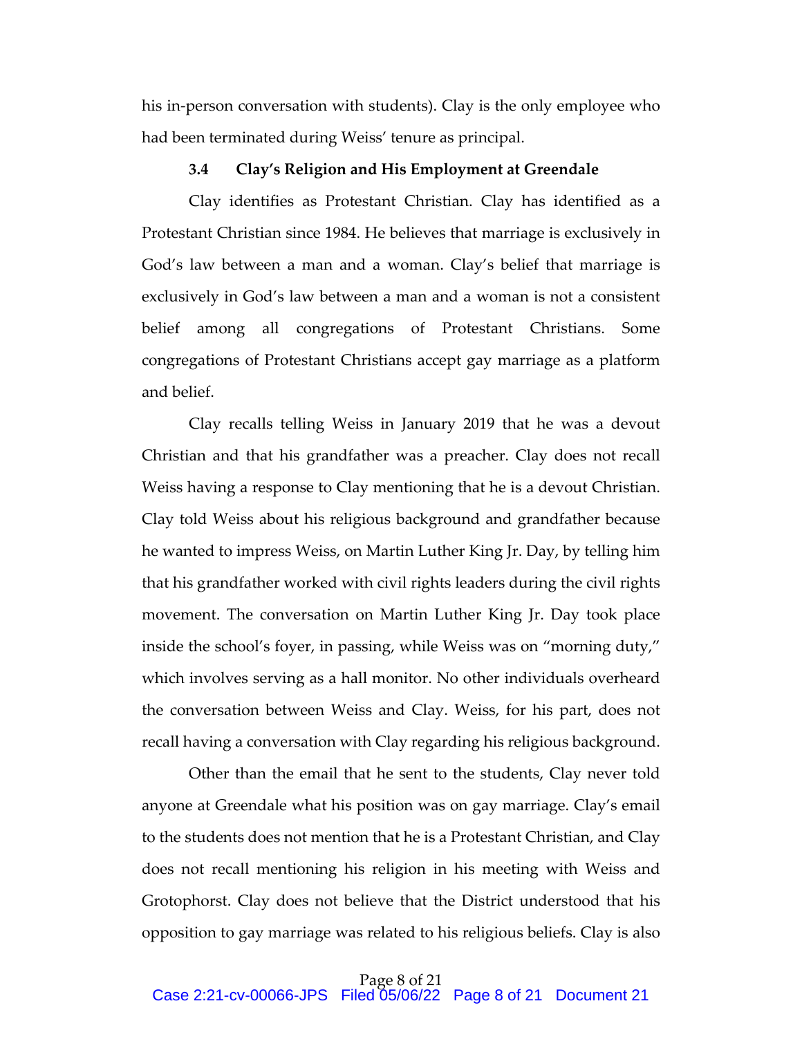his in-person conversation with students). Clay is the only employee who had been terminated during Weiss' tenure as principal.

### 3.4 Clay's Religion and His Employment at Greendale

Clay identifies as Protestant Christian. Clay has identified as a Protestant Christian since 1984. He believes that marriage is exclusively in God's law between a man and a woman. Clay's belief that marriage is exclusively in God's law between a man and a woman is not a consistent belief among all congregations of Protestant Christians. Some congregations of Protestant Christians accept gay marriage as a platform and belief.

Clay recalls telling Weiss in January 2019 that he was a devout Christian and that his grandfather was a preacher. Clay does not recall Weiss having a response to Clay mentioning that he is a devout Christian. Clay told Weiss about his religious background and grandfather because he wanted to impress Weiss, on Martin Luther King Jr. Day, by telling him that his grandfather worked with civil rights leaders during the civil rights movement. The conversation on Martin Luther King Jr. Day took place inside the school's foyer, in passing, while Weiss was on "morning duty," which involves serving as a hall monitor. No other individuals overheard the conversation between Weiss and Clay. Weiss, for his part, does not recall having a conversation with Clay regarding his religious background.

Other than the email that he sent to the students, Clay never told anyone at Greendale what his position was on gay marriage. Clay's email to the students does not mention that he is a Protestant Christian, and Clay does not recall mentioning his religion in his meeting with Weiss and Grotophorst. Clay does not believe that the District understood that his opposition to gay marriage was related to his religious beliefs. Clay is also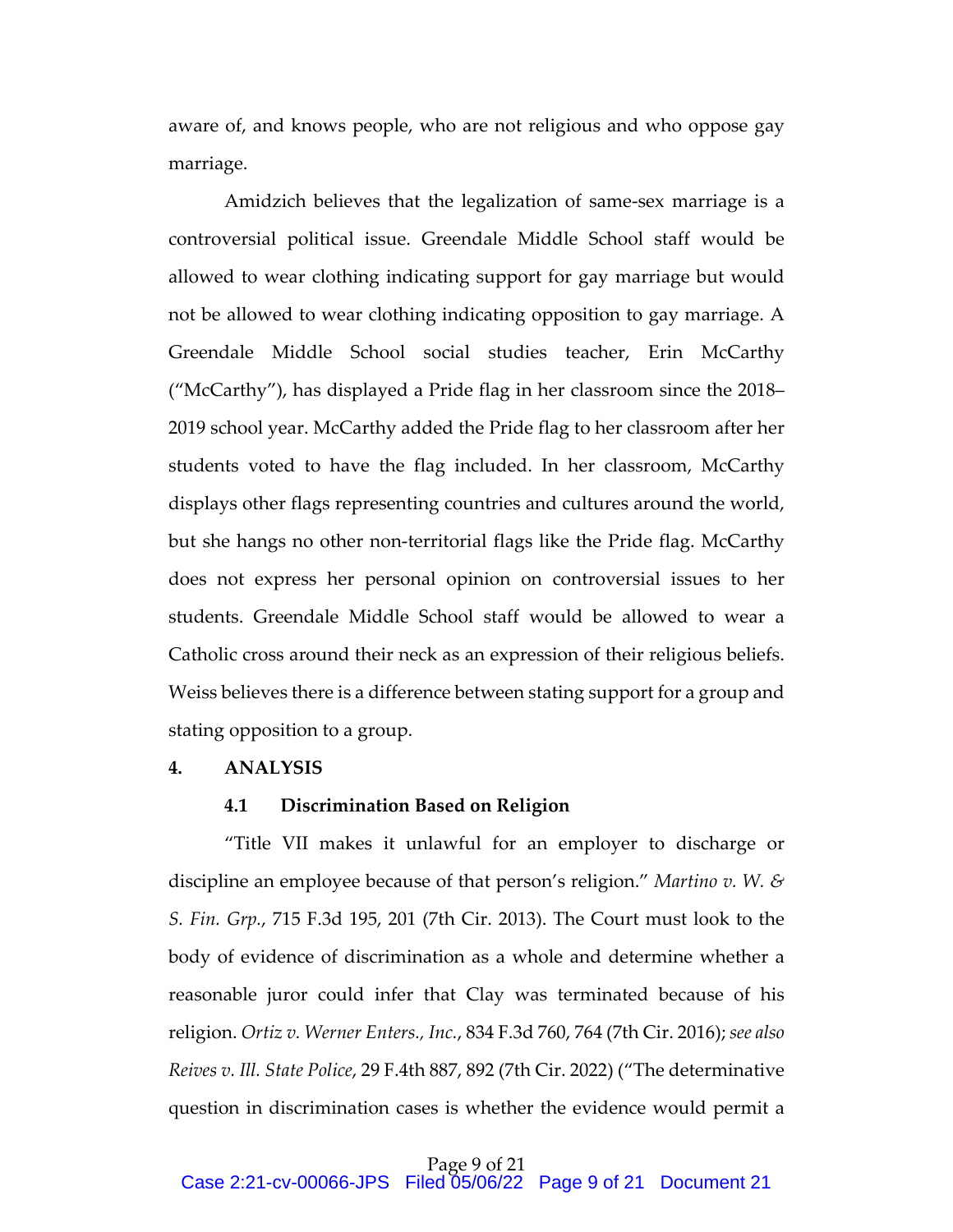aware of, and knows people, who are not religious and who oppose gay marriage.

Amidzich believes that the legalization of same-sex marriage is a controversial political issue. Greendale Middle School staff would be allowed to wear clothing indicating support for gay marriage but would not be allowed to wear clothing indicating opposition to gay marriage. A Greendale Middle School social studies teacher, Erin McCarthy ("McCarthy"), has displayed a Pride flag in her classroom since the 2018–2019 school year. McCarthy added the Pride flag to her classroom after her students voted to have the flag included. In her classroom, McCarthy displays other flags representing countries and cultures around the world, but she hangs no other non-territorial flags like the Pride flag. McCarthy does not express her personal opinion on controversial issues to her students. Greendale Middle School staff would be allowed to wear a Catholic cross around their neck as an expression of their religious beliefs. Weiss believes there is a difference between stating support for a group and stating opposition to a group.

## 4. ANALYSIS

### 4.1 Discrimination Based on Religion

"Title VII makes it unlawful for an employer to discharge or discipline an employee because of that person's religion." *Martino v. W. & S. Fin. Grp.*, 715 F.3d 195, 201 (7th Cir. 2013). The Court must look to the body of evidence of discrimination as a whole and determine whether a reasonable juror could infer that Clay was terminated because of his religion. *Ortiz v. Werner Enters., Inc.*, 834 F.3d 760, 764 (7th Cir. 2016); *see also Reives v. Ill. State Police*, 29 F.4th 887, 892 (7th Cir. 2022) ("The determinative question in discrimination cases is whether the evidence would permit a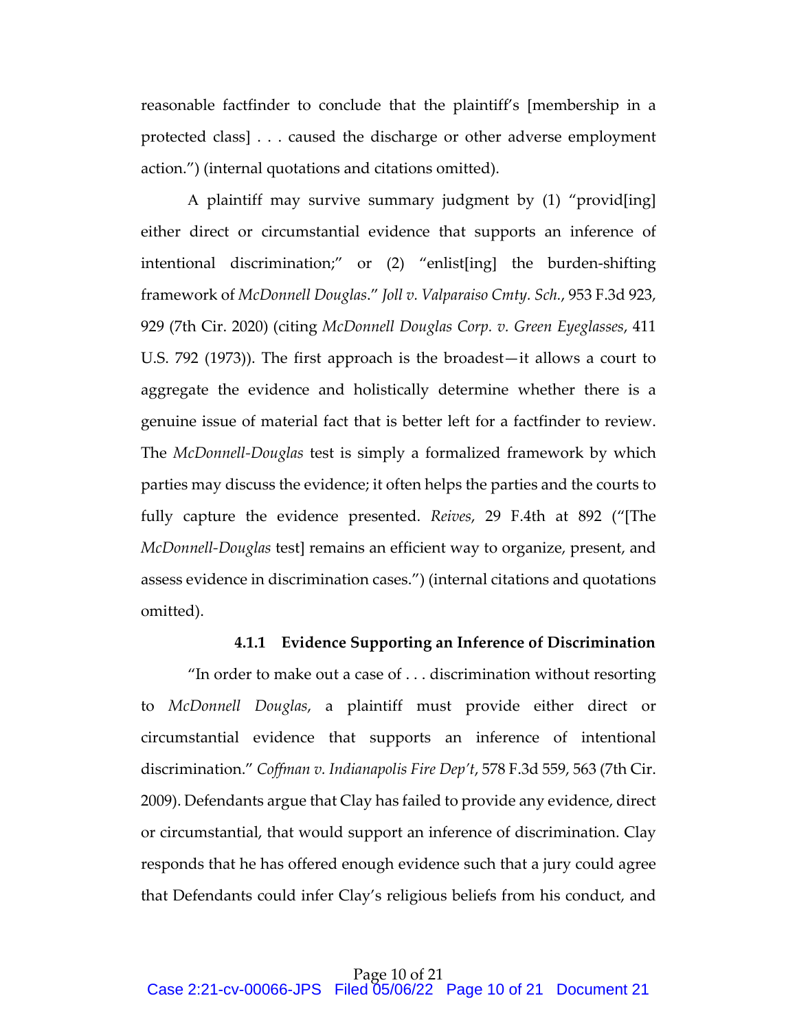reasonable factfinder to conclude that the plaintiff's [membership in a protected class] . . . caused the discharge or other adverse employment action.") (internal quotations and citations omitted).

A plaintiff may survive summary judgment by (1) "provid[ing] either direct or circumstantial evidence that supports an inference of intentional discrimination;" or (2) "enlist[ing] the burden-shifting framework of *McDonnell Douglas*." *Joll v. Valparaiso Cmty. Sch.*, 953 F.3d 923, 929 (7th Cir. 2020) (citing *McDonnell Douglas Corp. v. Green Eyeglasses*, 411 U.S. 792 (1973)). The first approach is the broadest—it allows a court to aggregate the evidence and holistically determine whether there is a genuine issue of material fact that is better left for a factfinder to review. The *McDonnell-Douglas* test is simply a formalized framework by which parties may discuss the evidence; it often helps the parties and the courts to fully capture the evidence presented. *Reives*, 29 F.4th at 892 ("[The *McDonnell-Douglas* test] remains an efficient way to organize, present, and assess evidence in discrimination cases.") (internal citations and quotations omitted).

#### 4.1.1 Evidence Supporting an Inference of Discrimination

"In order to make out a case of . . . discrimination without resorting to *McDonnell Douglas*, a plaintiff must provide either direct or circumstantial evidence that supports an inference of intentional discrimination." *Coffman v. Indianapolis Fire Dep't*, 578 F.3d 559, 563 (7th Cir. 2009). Defendants argue that Clay has failed to provide any evidence, direct or circumstantial, that would support an inference of discrimination. Clay responds that he has offered enough evidence such that a jury could agree that Defendants could infer Clay's religious beliefs from his conduct, and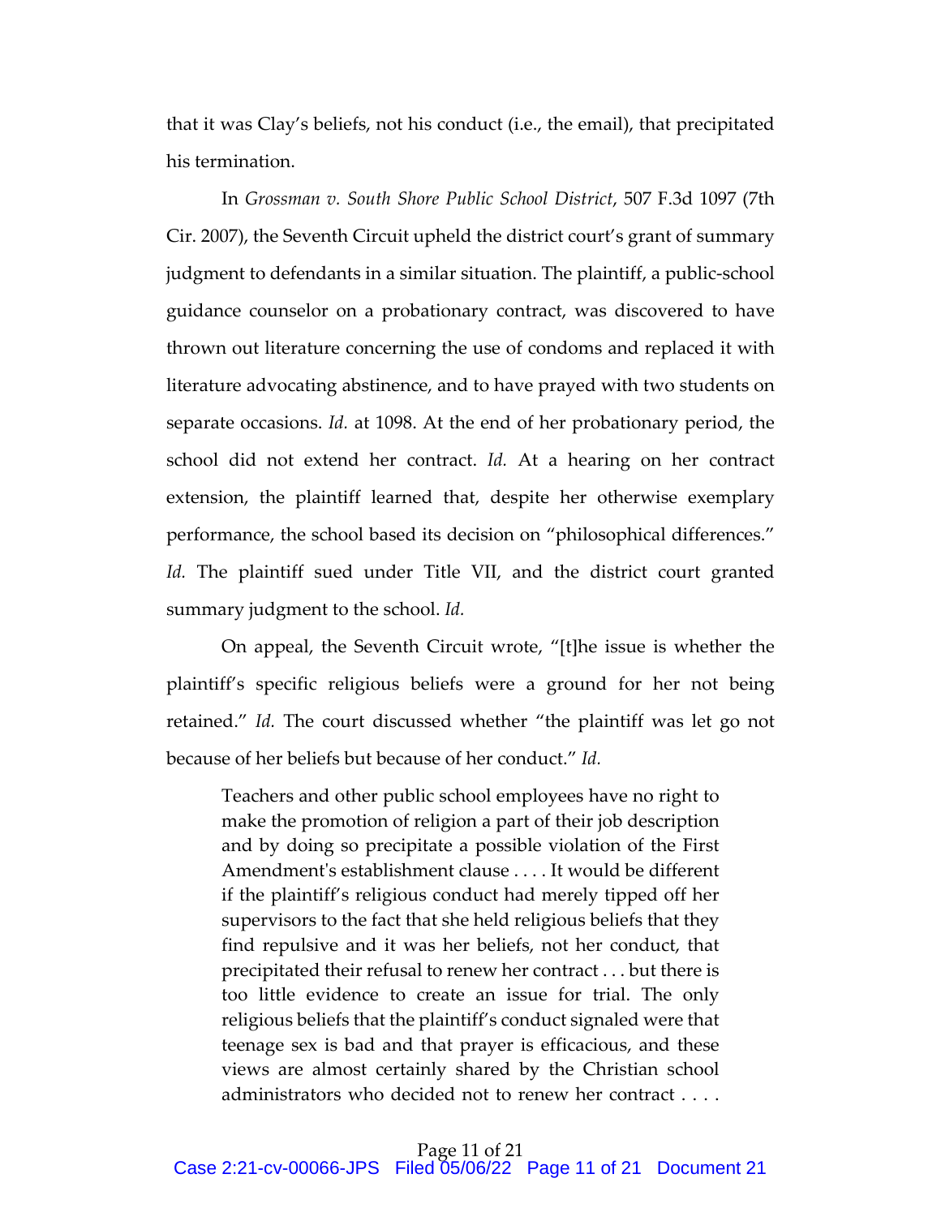that it was Clay's beliefs, not his conduct (i.e., the email), that precipitated his termination.

In *Grossman v. South Shore Public School District*, 507 F.3d 1097 (7th Cir. 2007), the Seventh Circuit upheld the district court's grant of summary judgment to defendants in a similar situation. The plaintiff, a public-school guidance counselor on a probationary contract, was discovered to have thrown out literature concerning the use of condoms and replaced it with literature advocating abstinence, and to have prayed with two students on separate occasions. *Id.* at 1098. At the end of her probationary period, the school did not extend her contract. *Id.* At a hearing on her contract extension, the plaintiff learned that, despite her otherwise exemplary performance, the school based its decision on "philosophical differences." *Id.* The plaintiff sued under Title VII, and the district court granted summary judgment to the school. *Id.*

On appeal, the Seventh Circuit wrote, "[t]he issue is whether the plaintiff's specific religious beliefs were a ground for her not being retained." *Id.* The court discussed whether "the plaintiff was let go not because of her beliefs but because of her conduct." *Id.*

> Teachers and other public school employees have no right to make the promotion of religion a part of their job description and by doing so precipitate a possible violation of the First Amendment's establishment clause . . . . It would be different if the plaintiff's religious conduct had merely tipped off her supervisors to the fact that she held religious beliefs that they find repulsive and it was her beliefs, not her conduct, that precipitated their refusal to renew her contract . . . but there is too little evidence to create an issue for trial. The only religious beliefs that the plaintiff's conduct signaled were that teenage sex is bad and that prayer is efficacious, and these views are almost certainly shared by the Christian school administrators who decided not to renew her contract . . . .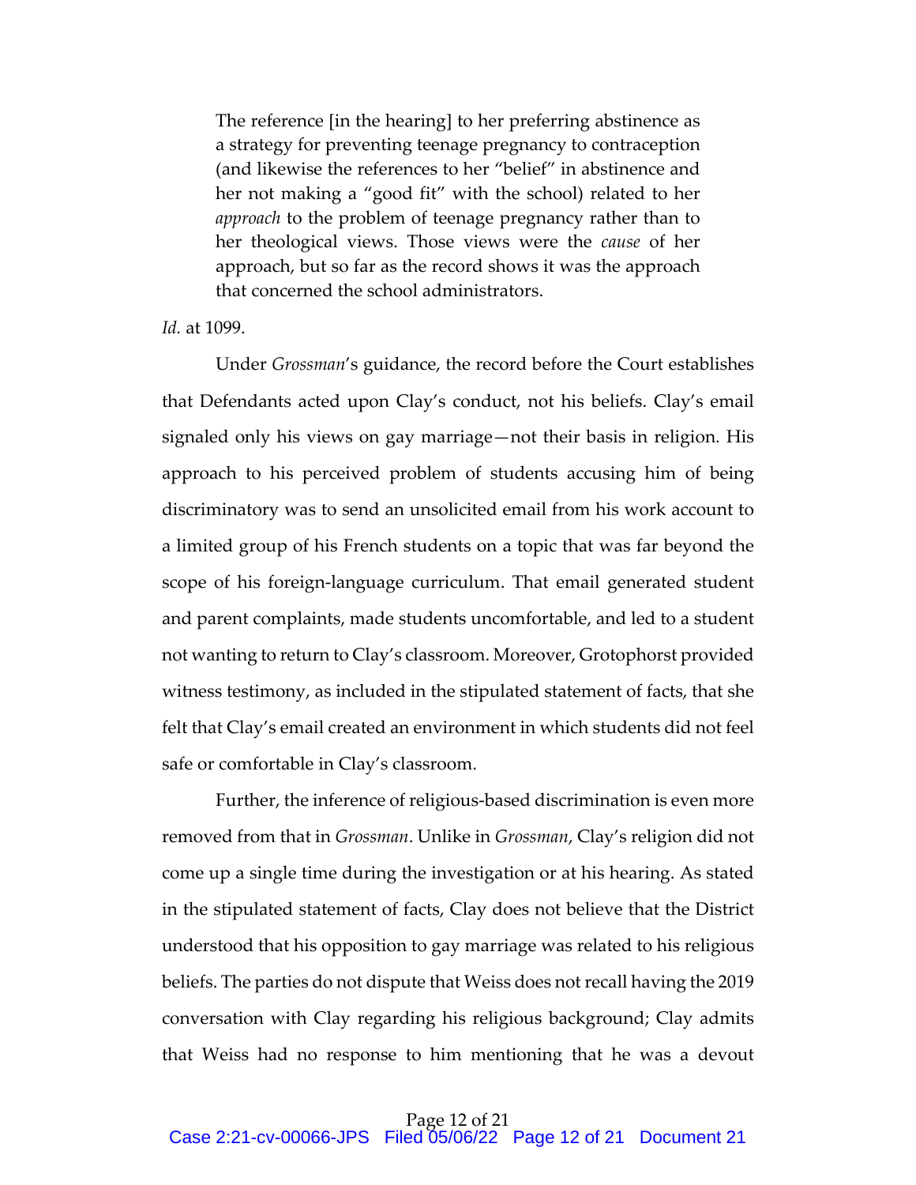> The reference [in the hearing] to her preferring abstinence as a strategy for preventing teenage pregnancy to contraception (and likewise the references to her "belief" in abstinence and her not making a "good fit" with the school) related to her *approach* to the problem of teenage pregnancy rather than to her theological views. Those views were the *cause* of her approach, but so far as the record shows it was the approach that concerned the school administrators.

*Id.* at 1099.

Under *Grossman*'s guidance, the record before the Court establishes that Defendants acted upon Clay's conduct, not his beliefs. Clay's email signaled only his views on gay marriage—not their basis in religion. His approach to his perceived problem of students accusing him of being discriminatory was to send an unsolicited email from his work account to a limited group of his French students on a topic that was far beyond the scope of his foreign-language curriculum. That email generated student and parent complaints, made students uncomfortable, and led to a student not wanting to return to Clay's classroom. Moreover, Grotophorst provided witness testimony, as included in the stipulated statement of facts, that she felt that Clay's email created an environment in which students did not feel safe or comfortable in Clay's classroom.

Further, the inference of religious-based discrimination is even more removed from that in *Grossman*. Unlike in *Grossman*, Clay's religion did not come up a single time during the investigation or at his hearing. As stated in the stipulated statement of facts, Clay does not believe that the District understood that his opposition to gay marriage was related to his religious beliefs. The parties do not dispute that Weiss does not recall having the 2019 conversation with Clay regarding his religious background; Clay admits that Weiss had no response to him mentioning that he was a devout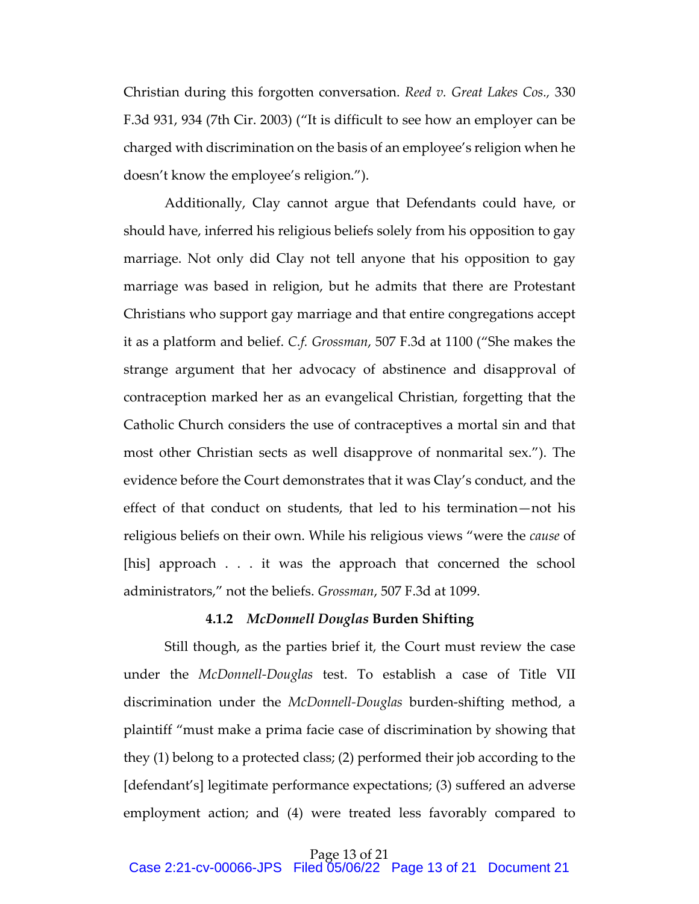Christian during this forgotten conversation. *Reed v. Great Lakes Cos.*, 330 F.3d 931, 934 (7th Cir. 2003) ("It is difficult to see how an employer can be charged with discrimination on the basis of an employee's religion when he doesn't know the employee's religion.").

Additionally, Clay cannot argue that Defendants could have, or should have, inferred his religious beliefs solely from his opposition to gay marriage. Not only did Clay not tell anyone that his opposition to gay marriage was based in religion, but he admits that there are Protestant Christians who support gay marriage and that entire congregations accept it as a platform and belief. *C.f. Grossman*, 507 F.3d at 1100 ("She makes the strange argument that her advocacy of abstinence and disapproval of contraception marked her as an evangelical Christian, forgetting that the Catholic Church considers the use of contraceptives a mortal sin and that most other Christian sects as well disapprove of nonmarital sex."). The evidence before the Court demonstrates that it was Clay's conduct, and the effect of that conduct on students, that led to his termination—not his religious beliefs on their own. While his religious views "were the *cause* of [his] approach . . . it was the approach that concerned the school administrators," not the beliefs. *Grossman*, 507 F.3d at 1099.

#### 4.1.2 *McDonnell Douglas* Burden Shifting

Still though, as the parties brief it, the Court must review the case under the *McDonnell-Douglas* test. To establish a case of Title VII discrimination under the *McDonnell-Douglas* burden-shifting method, a plaintiff "must make a prima facie case of discrimination by showing that they (1) belong to a protected class; (2) performed their job according to the [defendant's] legitimate performance expectations; (3) suffered an adverse employment action; and (4) were treated less favorably compared to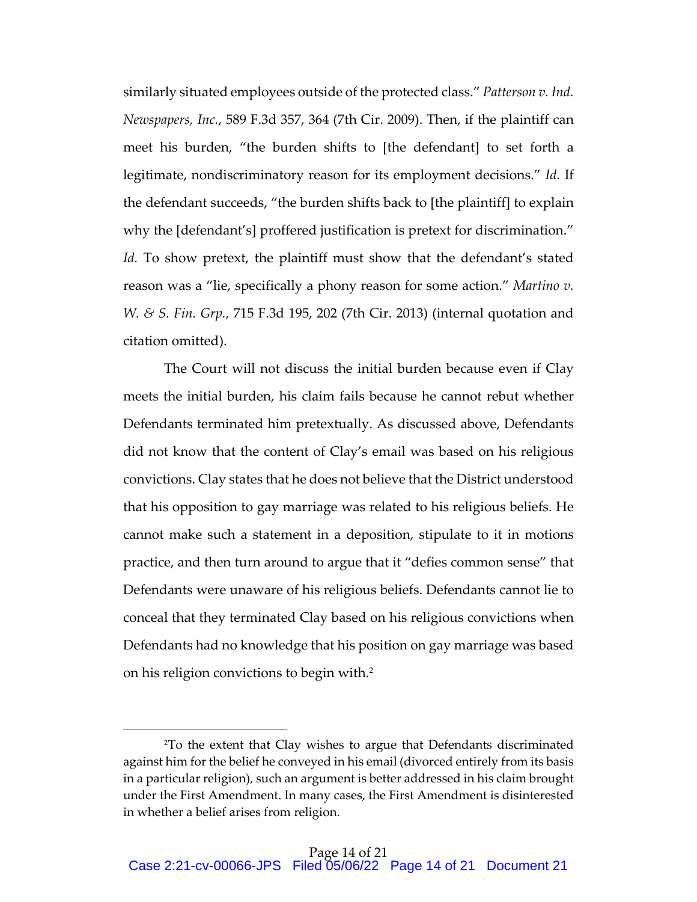similarly situated employees outside of the protected class." *Patterson v. Ind. Newspapers, Inc.*, 589 F.3d 357, 364 (7th Cir. 2009). Then, if the plaintiff can meet his burden, "the burden shifts to [the defendant] to set forth a legitimate, nondiscriminatory reason for its employment decisions." *Id.* If the defendant succeeds, "the burden shifts back to [the plaintiff] to explain why the [defendant's] proffered justification is pretext for discrimination." *Id.* To show pretext, the plaintiff must show that the defendant's stated reason was a "lie, specifically a phony reason for some action." *Martino v. W. & S. Fin. Grp.*, 715 F.3d 195, 202 (7th Cir. 2013) (internal quotation and citation omitted).

The Court will not discuss the initial burden because even if Clay meets the initial burden, his claim fails because he cannot rebut whether Defendants terminated him pretextually. As discussed above, Defendants did not know that the content of Clay's email was based on his religious convictions. Clay states that he does not believe that the District understood that his opposition to gay marriage was related to his religious beliefs. He cannot make such a statement in a deposition, stipulate to it in motions practice, and then turn around to argue that it "defies common sense" that Defendants were unaware of his religious beliefs. Defendants cannot lie to conceal that they terminated Clay based on his religious convictions when Defendants had no knowledge that his position on gay marriage was based on his religion convictions to begin with.[2]

---

[2]To the extent that Clay wishes to argue that Defendants discriminated against him for the belief he conveyed in his email (divorced entirely from its basis in a particular religion), such an argument is better addressed in his claim brought under the First Amendment. In many cases, the First Amendment is disinterested in whether a belief arises from religion.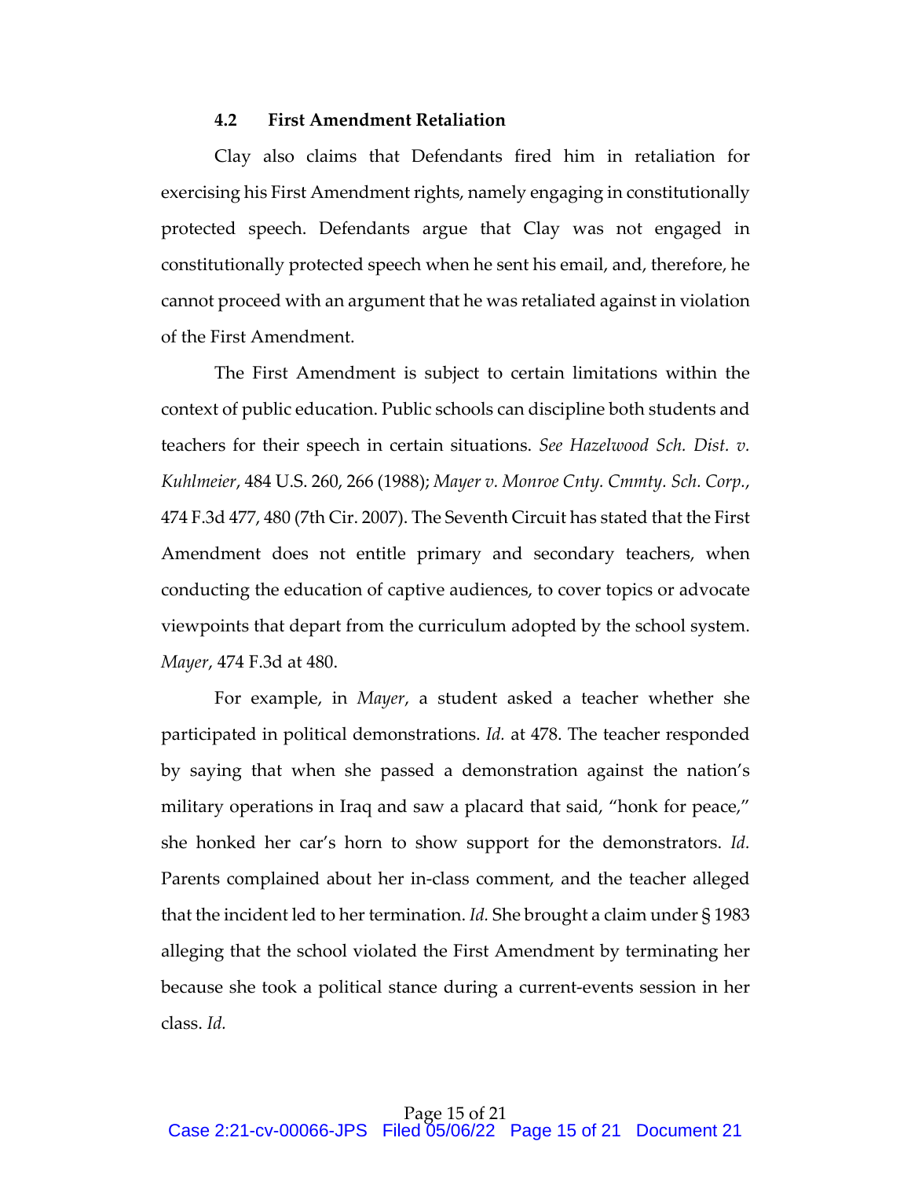### 4.2 First Amendment Retaliation

Clay also claims that Defendants fired him in retaliation for exercising his First Amendment rights, namely engaging in constitutionally protected speech. Defendants argue that Clay was not engaged in constitutionally protected speech when he sent his email, and, therefore, he cannot proceed with an argument that he was retaliated against in violation of the First Amendment.

The First Amendment is subject to certain limitations within the context of public education. Public schools can discipline both students and teachers for their speech in certain situations. *See Hazelwood Sch. Dist. v. Kuhlmeier*, 484 U.S. 260, 266 (1988); *Mayer v. Monroe Cnty. Cmmty. Sch. Corp.*, 474 F.3d 477, 480 (7th Cir. 2007). The Seventh Circuit has stated that the First Amendment does not entitle primary and secondary teachers, when conducting the education of captive audiences, to cover topics or advocate viewpoints that depart from the curriculum adopted by the school system. *Mayer*, 474 F.3d at 480.

For example, in *Mayer*, a student asked a teacher whether she participated in political demonstrations. *Id.* at 478. The teacher responded by saying that when she passed a demonstration against the nation's military operations in Iraq and saw a placard that said, "honk for peace," she honked her car's horn to show support for the demonstrators. *Id.* Parents complained about her in-class comment, and the teacher alleged that the incident led to her termination. *Id.* She brought a claim under § 1983 alleging that the school violated the First Amendment by terminating her because she took a political stance during a current-events session in her class. *Id.*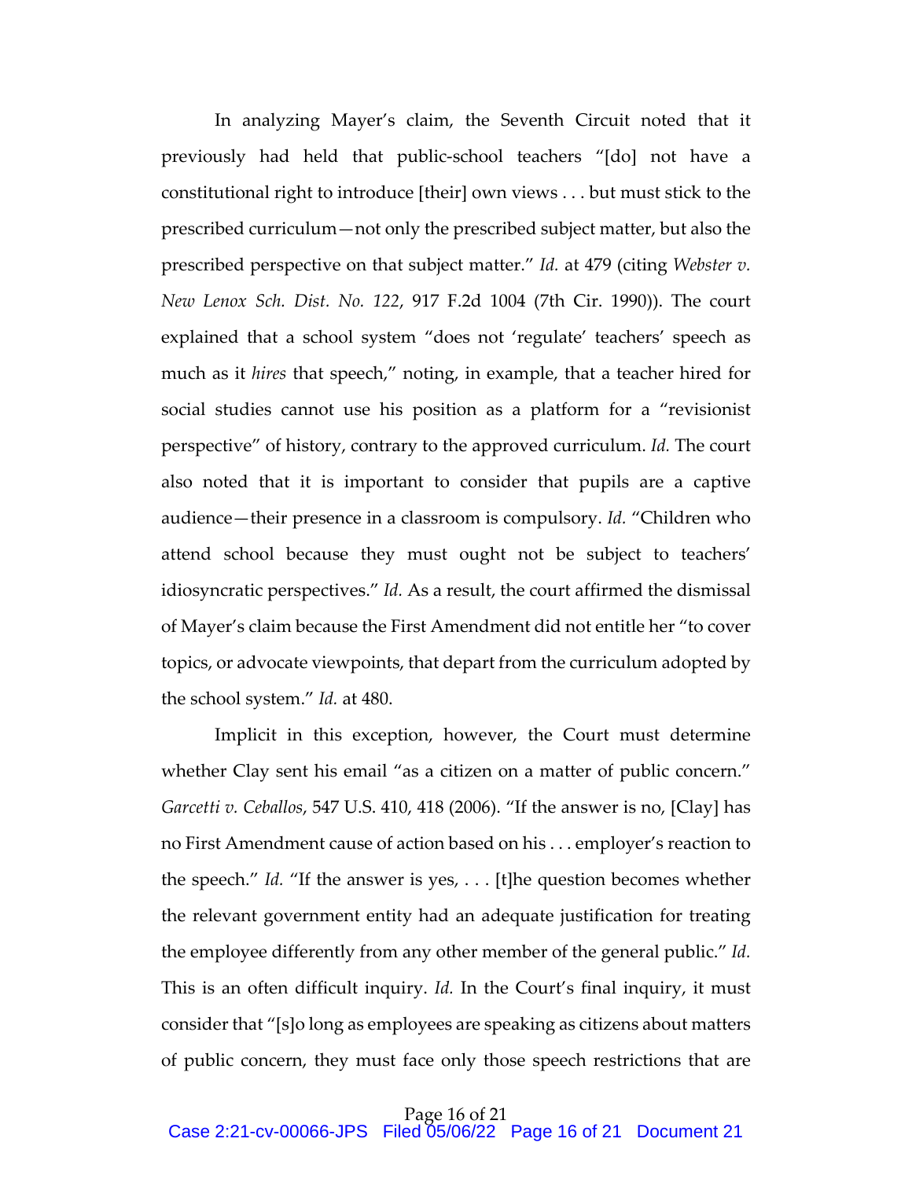In analyzing Mayer's claim, the Seventh Circuit noted that it previously had held that public-school teachers "[do] not have a constitutional right to introduce [their] own views . . . but must stick to the prescribed curriculum—not only the prescribed subject matter, but also the prescribed perspective on that subject matter." *Id.* at 479 (citing *Webster v. New Lenox Sch. Dist. No. 122*, 917 F.2d 1004 (7th Cir. 1990)). The court explained that a school system "does not 'regulate' teachers' speech as much as it *hires* that speech," noting, in example, that a teacher hired for social studies cannot use his position as a platform for a "revisionist perspective" of history, contrary to the approved curriculum. *Id.* The court also noted that it is important to consider that pupils are a captive audience—their presence in a classroom is compulsory. *Id.* "Children who attend school because they must ought not be subject to teachers' idiosyncratic perspectives." *Id.* As a result, the court affirmed the dismissal of Mayer's claim because the First Amendment did not entitle her "to cover topics, or advocate viewpoints, that depart from the curriculum adopted by the school system." *Id.* at 480.

Implicit in this exception, however, the Court must determine whether Clay sent his email "as a citizen on a matter of public concern." *Garcetti v. Ceballos*, 547 U.S. 410, 418 (2006). "If the answer is no, [Clay] has no First Amendment cause of action based on his . . . employer's reaction to the speech." *Id.* "If the answer is yes, . . . [t]he question becomes whether the relevant government entity had an adequate justification for treating the employee differently from any other member of the general public." *Id.* This is an often difficult inquiry. *Id.* In the Court's final inquiry, it must consider that "[s]o long as employees are speaking as citizens about matters of public concern, they must face only those speech restrictions that are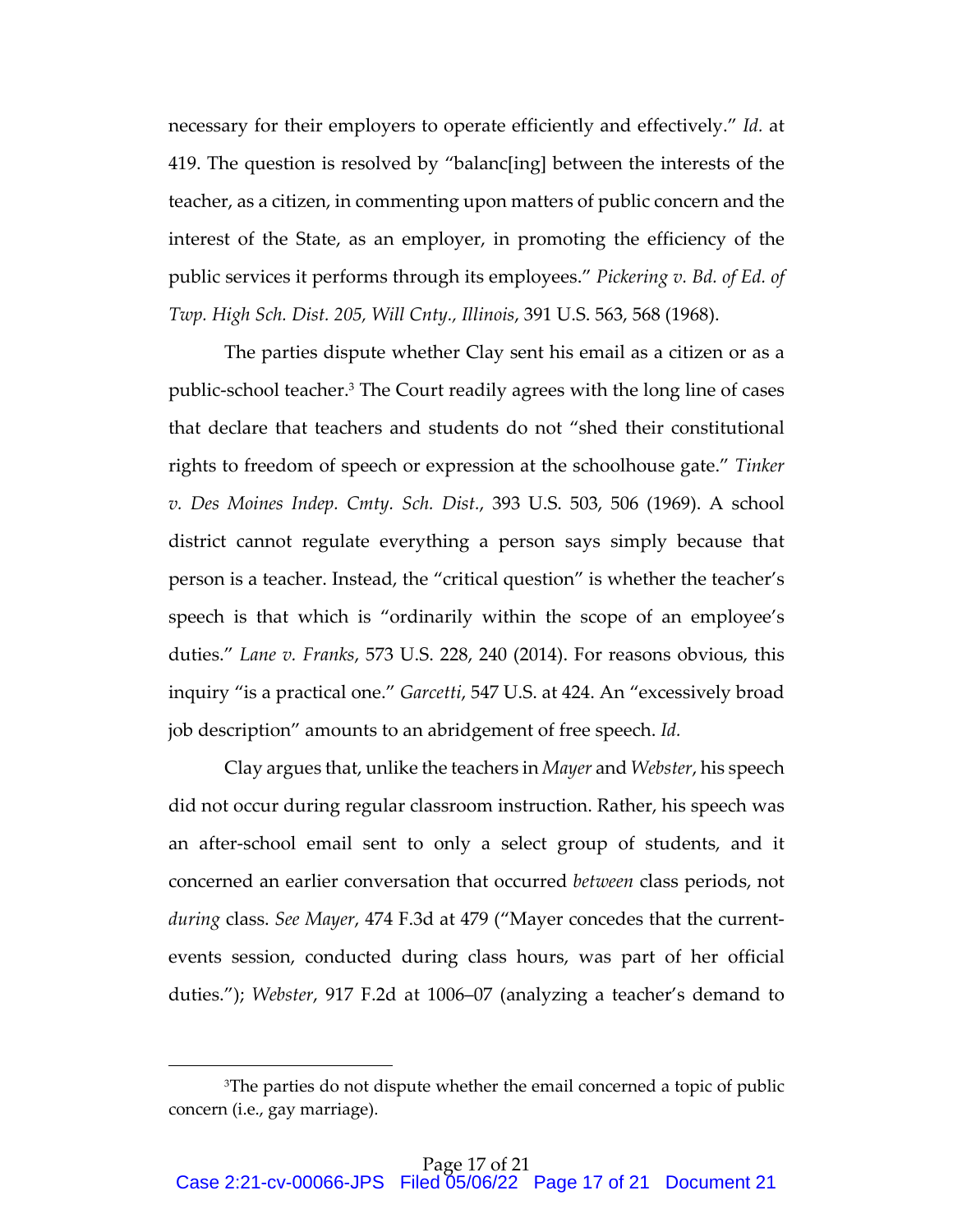necessary for their employers to operate efficiently and effectively." *Id.* at 419. The question is resolved by "balanc[ing] between the interests of the teacher, as a citizen, in commenting upon matters of public concern and the interest of the State, as an employer, in promoting the efficiency of the public services it performs through its employees." *Pickering v. Bd. of Ed. of Twp. High Sch. Dist. 205, Will Cnty., Illinois*, 391 U.S. 563, 568 (1968).

The parties dispute whether Clay sent his email as a citizen or as a public-school teacher.[3] The Court readily agrees with the long line of cases that declare that teachers and students do not "shed their constitutional rights to freedom of speech or expression at the schoolhouse gate." *Tinker v. Des Moines Indep. Cmty. Sch. Dist.*, 393 U.S. 503, 506 (1969). A school district cannot regulate everything a person says simply because that person is a teacher. Instead, the "critical question" is whether the teacher's speech is that which is "ordinarily within the scope of an employee's duties." *Lane v. Franks*, 573 U.S. 228, 240 (2014). For reasons obvious, this inquiry "is a practical one." *Garcetti*, 547 U.S. at 424. An "excessively broad job description" amounts to an abridgement of free speech. *Id.*

Clay argues that, unlike the teachers in *Mayer* and *Webster*, his speech did not occur during regular classroom instruction. Rather, his speech was an after-school email sent to only a select group of students, and it concerned an earlier conversation that occurred *between* class periods, not *during* class. *See Mayer*, 474 F.3d at 479 ("Mayer concedes that the current-events session, conducted during class hours, was part of her official duties."); *Webster*, 917 F.2d at 1006–07 (analyzing a teacher's demand to

---

[3]The parties do not dispute whether the email concerned a topic of public concern (i.e., gay marriage).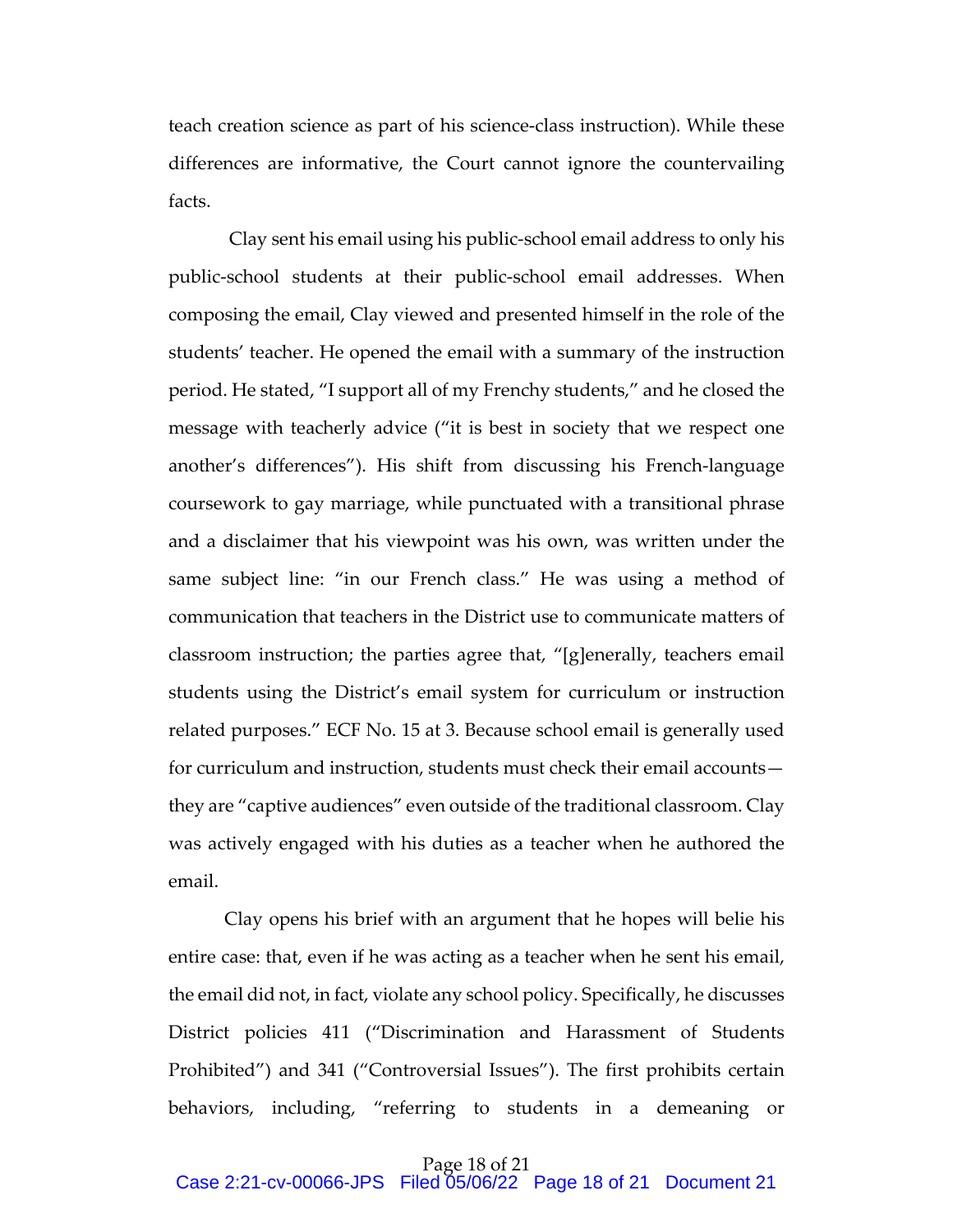teach creation science as part of his science-class instruction). While these differences are informative, the Court cannot ignore the countervailing facts.

Clay sent his email using his public-school email address to only his public-school students at their public-school email addresses. When composing the email, Clay viewed and presented himself in the role of the students' teacher. He opened the email with a summary of the instruction period. He stated, "I support all of my Frenchy students," and he closed the message with teacherly advice ("it is best in society that we respect one another's differences"). His shift from discussing his French-language coursework to gay marriage, while punctuated with a transitional phrase and a disclaimer that his viewpoint was his own, was written under the same subject line: "in our French class." He was using a method of communication that teachers in the District use to communicate matters of classroom instruction; the parties agree that, "[g]enerally, teachers email students using the District's email system for curriculum or instruction related purposes." ECF No. 15 at 3. Because school email is generally used for curriculum and instruction, students must check their email accounts—they are "captive audiences" even outside of the traditional classroom. Clay was actively engaged with his duties as a teacher when he authored the email.

Clay opens his brief with an argument that he hopes will belie his entire case: that, even if he was acting as a teacher when he sent his email, the email did not, in fact, violate any school policy. Specifically, he discusses District policies 411 ("Discrimination and Harassment of Students Prohibited") and 341 ("Controversial Issues"). The first prohibits certain behaviors, including, "referring to students in a demeaning or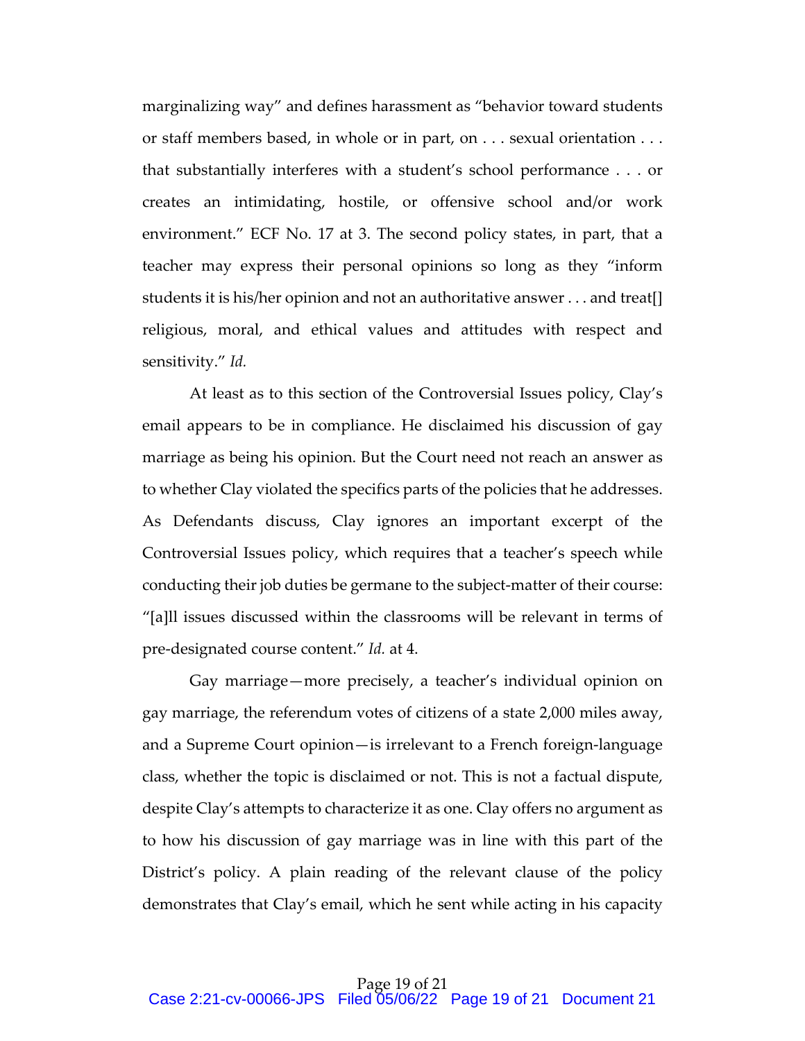marginalizing way" and defines harassment as "behavior toward students or staff members based, in whole or in part, on . . . sexual orientation . . . that substantially interferes with a student's school performance . . . or creates an intimidating, hostile, or offensive school and/or work environment." ECF No. 17 at 3. The second policy states, in part, that a teacher may express their personal opinions so long as they "inform students it is his/her opinion and not an authoritative answer . . . and treat[] religious, moral, and ethical values and attitudes with respect and sensitivity." *Id.*

At least as to this section of the Controversial Issues policy, Clay's email appears to be in compliance. He disclaimed his discussion of gay marriage as being his opinion. But the Court need not reach an answer as to whether Clay violated the specifics parts of the policies that he addresses. As Defendants discuss, Clay ignores an important excerpt of the Controversial Issues policy, which requires that a teacher's speech while conducting their job duties be germane to the subject-matter of their course: "[a]ll issues discussed within the classrooms will be relevant in terms of pre-designated course content." *Id.* at 4.

Gay marriage—more precisely, a teacher's individual opinion on gay marriage, the referendum votes of citizens of a state 2,000 miles away, and a Supreme Court opinion—is irrelevant to a French foreign-language class, whether the topic is disclaimed or not. This is not a factual dispute, despite Clay's attempts to characterize it as one. Clay offers no argument as to how his discussion of gay marriage was in line with this part of the District's policy. A plain reading of the relevant clause of the policy demonstrates that Clay's email, which he sent while acting in his capacity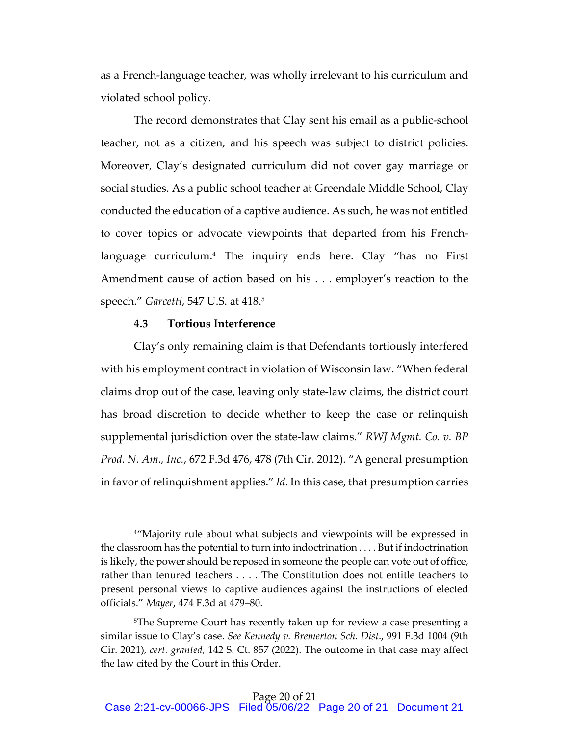as a French-language teacher, was wholly irrelevant to his curriculum and violated school policy.

The record demonstrates that Clay sent his email as a public-school teacher, not as a citizen, and his speech was subject to district policies. Moreover, Clay's designated curriculum did not cover gay marriage or social studies. As a public school teacher at Greendale Middle School, Clay conducted the education of a captive audience. As such, he was not entitled to cover topics or advocate viewpoints that departed from his French-language curriculum.[4] The inquiry ends here. Clay "has no First Amendment cause of action based on his . . . employer's reaction to the speech." *Garcetti*, 547 U.S. at 418.[5]

### 4.3 Tortious Interference

Clay's only remaining claim is that Defendants tortiously interfered with his employment contract in violation of Wisconsin law. "When federal claims drop out of the case, leaving only state-law claims, the district court has broad discretion to decide whether to keep the case or relinquish supplemental jurisdiction over the state-law claims." *RWJ Mgmt. Co. v. BP Prod. N. Am., Inc.*, 672 F.3d 476, 478 (7th Cir. 2012). "A general presumption in favor of relinquishment applies." *Id.* In this case, that presumption carries

---

[4]"Majority rule about what subjects and viewpoints will be expressed in the classroom has the potential to turn into indoctrination . . . . But if indoctrination is likely, the power should be reposed in someone the people can vote out of office, rather than tenured teachers . . . . The Constitution does not entitle teachers to present personal views to captive audiences against the instructions of elected officials." *Mayer*, 474 F.3d at 479–80.

[5]The Supreme Court has recently taken up for review a case presenting a similar issue to Clay's case. *See Kennedy v. Bremerton Sch. Dist.*, 991 F.3d 1004 (9th Cir. 2021), *cert. granted*, 142 S. Ct. 857 (2022). The outcome in that case may affect the law cited by the Court in this Order.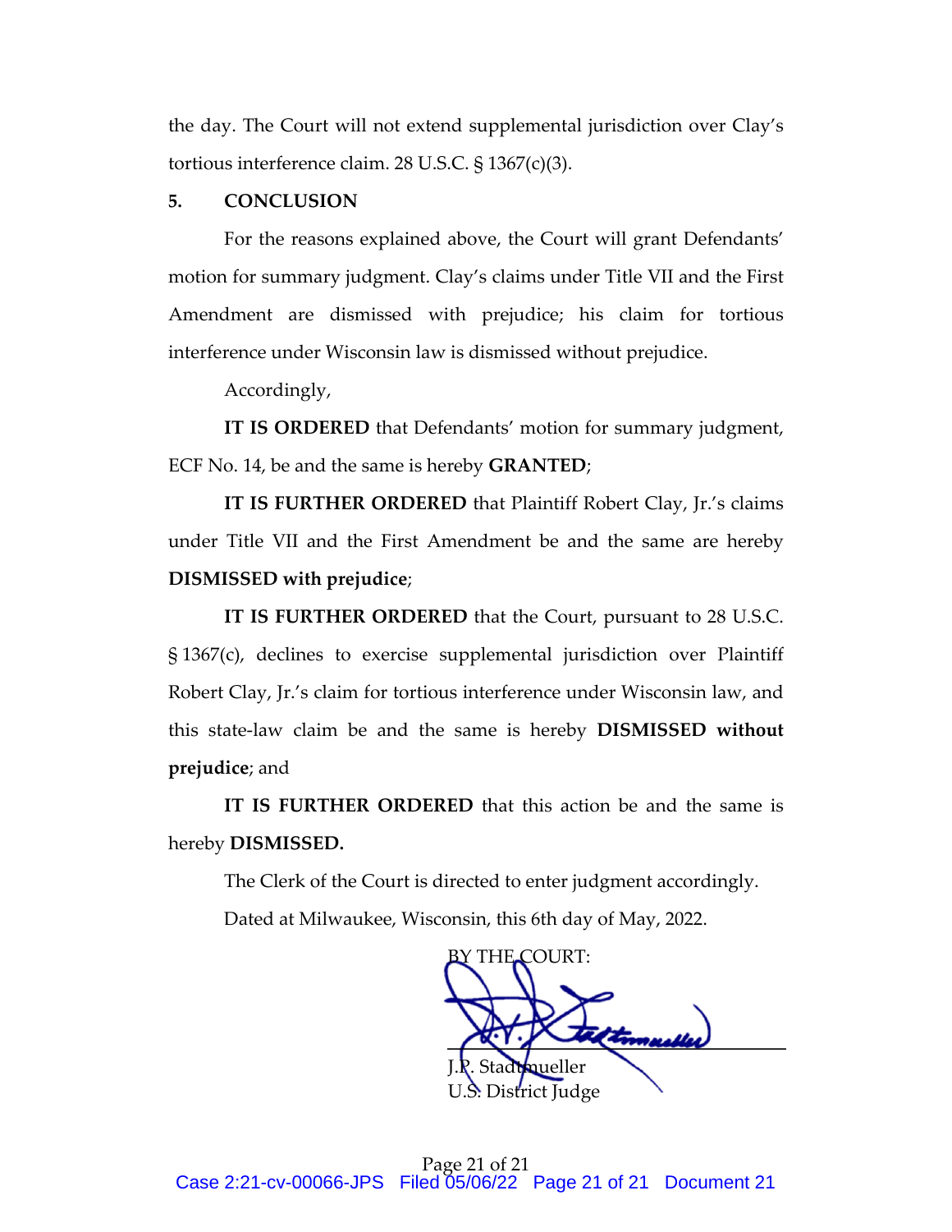the day. The Court will not extend supplemental jurisdiction over Clay's tortious interference claim. 28 U.S.C. § 1367(c)(3).

## 5. CONCLUSION

For the reasons explained above, the Court will grant Defendants' motion for summary judgment. Clay's claims under Title VII and the First Amendment are dismissed with prejudice; his claim for tortious interference under Wisconsin law is dismissed without prejudice.

Accordingly,

**IT IS ORDERED** that Defendants' motion for summary judgment, ECF No. 14, be and the same is hereby **GRANTED**;

**IT IS FURTHER ORDERED** that Plaintiff Robert Clay, Jr.'s claims under Title VII and the First Amendment be and the same are hereby **DISMISSED with prejudice**;

**IT IS FURTHER ORDERED** that the Court, pursuant to 28 U.S.C. § 1367(c), declines to exercise supplemental jurisdiction over Plaintiff Robert Clay, Jr.'s claim for tortious interference under Wisconsin law, and this state-law claim be and the same is hereby **DISMISSED without prejudice**; and

**IT IS FURTHER ORDERED** that this action be and the same is hereby **DISMISSED.**

The Clerk of the Court is directed to enter judgment accordingly.

Dated at Milwaukee, Wisconsin, this 6th day of May, 2022.

BY THE COURT:

J.P. Stadtmueller
U.S. District Judge